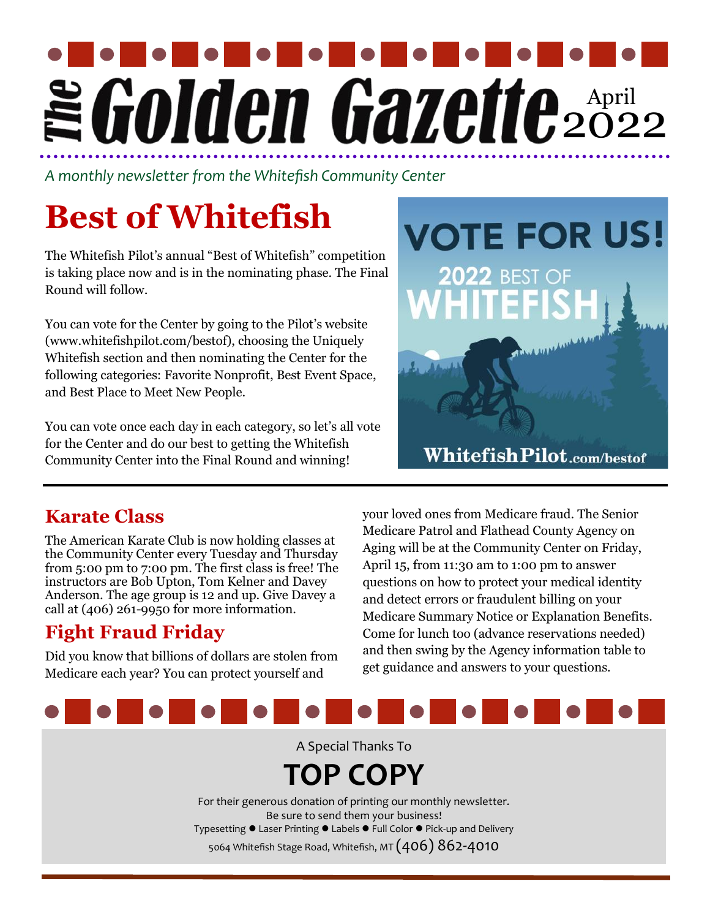# The Golden Gazette

April 2022

*A monthly newsletter from the Whitefish Community Center*

## Best of Whitefish

The Whitefish Pilot's annual "Best of Whitefish" competition is taking place now and is in the nominating phase. The Final Round will follow.

You can vote for the Center by going to the Pilot's website (www.whitefishpilot.com/bestof), choosing the Uniquely Whitefish section and then nominating the Center for the following categories: Favorite Nonprofit, Best Event Space, and Best Place to Meet New People.

You can vote once each day in each category, so let's all vote for the Center and do our best to getting the Whitefish Community Center into the Final Round and winning!

VOTE FOR US!

2022 BEST OF WHITEFISH

WhitefishPilot.com/bestof

## Karate Class

The American Karate Club is now holding classes at the Community Center every Tuesday and Thursday from 5:00 pm to 7:00 pm. The first class is free! The instructors are Bob Upton, Tom Kelner and Davey Anderson. The age group is 12 and up. Give Davey a call at (406) 261-9950 for more information.

## Fight Fraud Friday

Did you know that billions of dollars are stolen from Medicare each year? You can protect yourself and your loved ones from Medicare fraud. The Senior Medicare Patrol and Flathead County Agency on Aging will be at the Community Center on Friday, April 15, from 11:30 am to 1:00 pm to answer questions on how to protect your medical identity and detect errors or fraudulent billing on your Medicare Summary Notice or Explanation Benefits. Come for lunch too (advance reservations needed) and then swing by the Agency information table to get guidance and answers to your questions.

A Special Thanks To

**TOP COPY**

For their generous donation of printing our monthly newsletter.
Be sure to send them your business!
Typesetting ● Laser Printing ● Labels ● Full Color ● Pick-up and Delivery
5064 Whitefish Stage Road, Whitefish, MT (406) 862-4010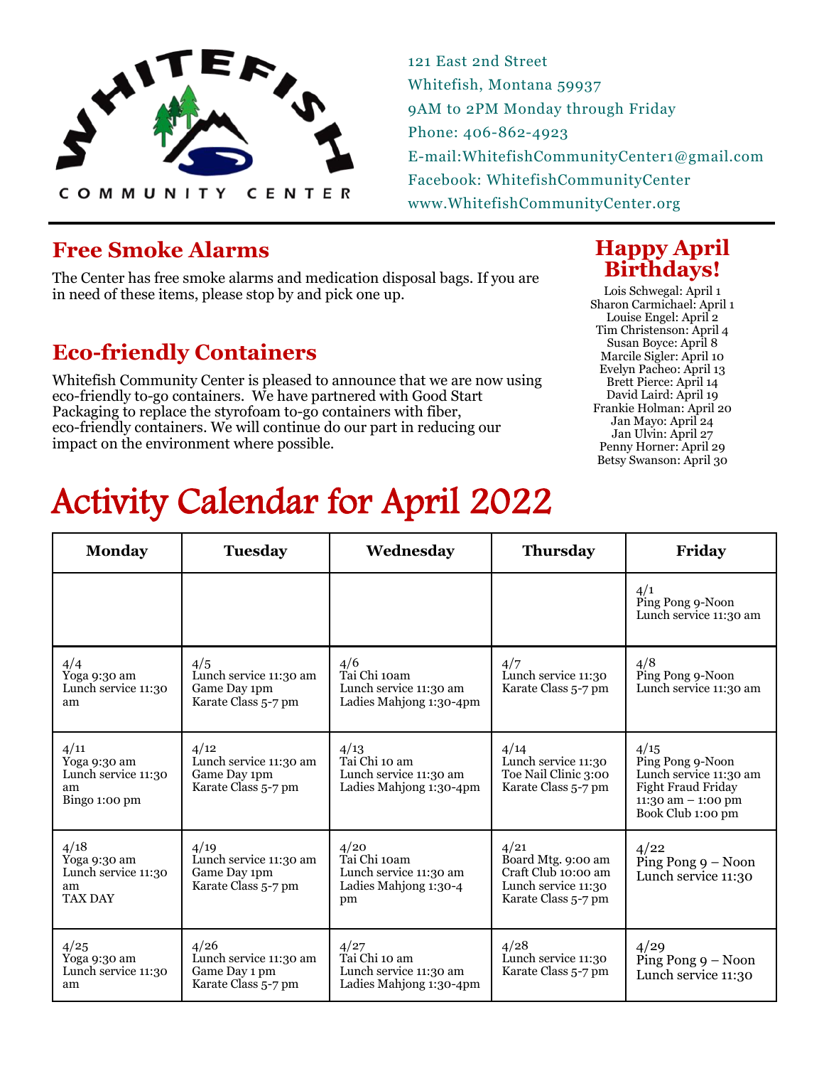WHITEFISH COMMUNITY CENTER

121 East 2nd Street
Whitefish, Montana 59937
9AM to 2PM Monday through Friday
Phone: 406-862-4923
E-mail:WhitefishCommunityCenter1@gmail.com
Facebook: WhitefishCommunityCenter
www.WhitefishCommunityCenter.org

## Free Smoke Alarms

The Center has free smoke alarms and medication disposal bags. If you are in need of these items, please stop by and pick one up.

## Eco-friendly Containers

Whitefish Community Center is pleased to announce that we are now using eco-friendly to-go containers. We have partnered with Good Start Packaging to replace the styrofoam to-go containers with fiber, eco-friendly containers. We will continue do our part in reducing our impact on the environment where possible.

## Happy April Birthdays!

Lois Schwegal: April 1
Sharon Carmichael: April 1
Louise Engel: April 2
Tim Christenson: April 4
Susan Boyce: April 8
Marcile Sigler: April 10
Evelyn Pacheo: April 13
Brett Pierce: April 14
David Laird: April 19
Frankie Holman: April 20
Jan Mayo: April 24
Jan Ulvin: April 27
Penny Horner: April 29
Betsy Swanson: April 30

# Activity Calendar for April 2022

| Monday | Tuesday | Wednesday | Thursday | Friday |
|---|---|---|---|---|
| | | | | 4/1<br>Ping Pong 9-Noon<br>Lunch service 11:30 am |
| 4/4<br>Yoga 9:30 am<br>Lunch service 11:30 am | 4/5<br>Lunch service 11:30 am<br>Game Day 1pm<br>Karate Class 5-7 pm | 4/6<br>Tai Chi 10am<br>Lunch service 11:30 am<br>Ladies Mahjong 1:30-4pm | 4/7<br>Lunch service 11:30<br>Karate Class 5-7 pm | 4/8<br>Ping Pong 9-Noon<br>Lunch service 11:30 am |
| 4/11<br>Yoga 9:30 am<br>Lunch service 11:30 am<br>Bingo 1:00 pm | 4/12<br>Lunch service 11:30 am<br>Game Day 1pm<br>Karate Class 5-7 pm | 4/13<br>Tai Chi 10 am<br>Lunch service 11:30 am<br>Ladies Mahjong 1:30-4pm | 4/14<br>Lunch service 11:30<br>Toe Nail Clinic 3:00<br>Karate Class 5-7 pm | 4/15<br>Ping Pong 9-Noon<br>Lunch service 11:30 am<br>Fight Fraud Friday 11:30 am – 1:00 pm<br>Book Club 1:00 pm |
| 4/18<br>Yoga 9:30 am<br>Lunch service 11:30 am<br>TAX DAY | 4/19<br>Lunch service 11:30 am<br>Game Day 1pm<br>Karate Class 5-7 pm | 4/20<br>Tai Chi 10am<br>Lunch service 11:30 am<br>Ladies Mahjong 1:30-4 pm | 4/21<br>Board Mtg. 9:00 am<br>Craft Club 10:00 am<br>Lunch service 11:30<br>Karate Class 5-7 pm | 4/22<br>Ping Pong 9 – Noon<br>Lunch service 11:30 |
| 4/25<br>Yoga 9:30 am<br>Lunch service 11:30 am | 4/26<br>Lunch service 11:30 am<br>Game Day 1 pm<br>Karate Class 5-7 pm | 4/27<br>Tai Chi 10 am<br>Lunch service 11:30 am<br>Ladies Mahjong 1:30-4pm | 4/28<br>Lunch service 11:30<br>Karate Class 5-7 pm | 4/29<br>Ping Pong 9 – Noon<br>Lunch service 11:30 |